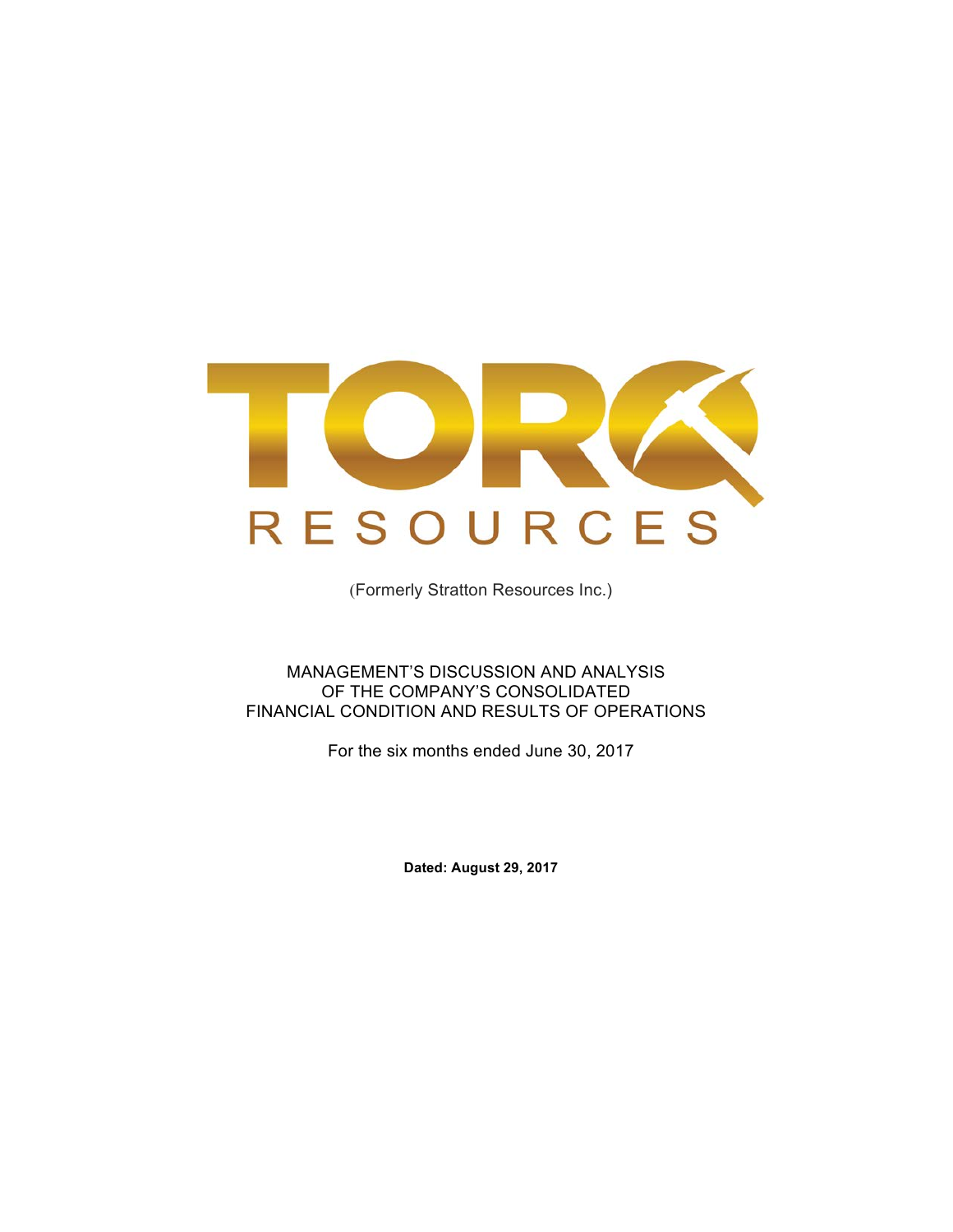# TORQ RESOURCES

(Formerly Stratton Resources Inc.)

MANAGEMENT'S DISCUSSION AND ANALYSIS
OF THE COMPANY'S CONSOLIDATED
FINANCIAL CONDITION AND RESULTS OF OPERATIONS

For the six months ended June 30, 2017

**Dated: August 29, 2017**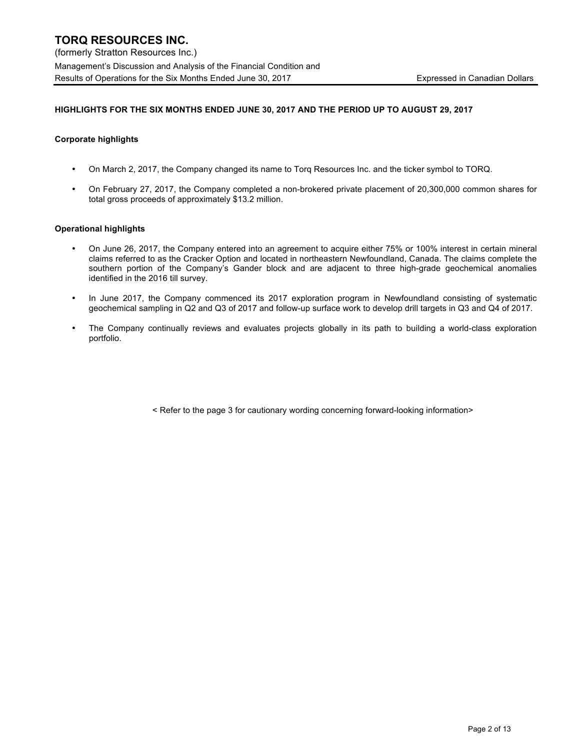## HIGHLIGHTS FOR THE SIX MONTHS ENDED JUNE 30, 2017 AND THE PERIOD UP TO AUGUST 29, 2017

### Corporate highlights

- On March 2, 2017, the Company changed its name to Torq Resources Inc. and the ticker symbol to TORQ.
- On February 27, 2017, the Company completed a non-brokered private placement of 20,300,000 common shares for total gross proceeds of approximately $13.2 million.

### Operational highlights

- On June 26, 2017, the Company entered into an agreement to acquire either 75% or 100% interest in certain mineral claims referred to as the Cracker Option and located in northeastern Newfoundland, Canada. The claims complete the southern portion of the Company's Gander block and are adjacent to three high-grade geochemical anomalies identified in the 2016 till survey.
- In June 2017, the Company commenced its 2017 exploration program in Newfoundland consisting of systematic geochemical sampling in Q2 and Q3 of 2017 and follow-up surface work to develop drill targets in Q3 and Q4 of 2017.
- The Company continually reviews and evaluates projects globally in its path to building a world-class exploration portfolio.

< Refer to the page 3 for cautionary wording concerning forward-looking information>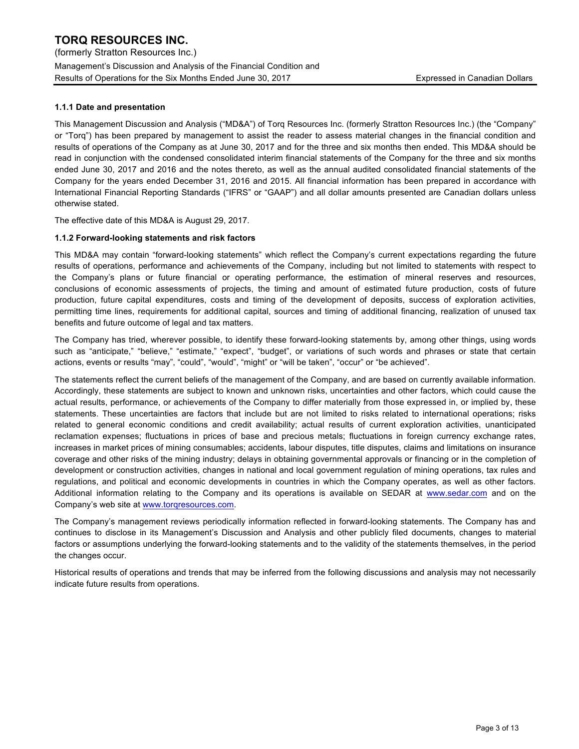#### 1.1.1 Date and presentation

This Management Discussion and Analysis ("MD&A") of Torq Resources Inc. (formerly Stratton Resources Inc.) (the "Company" or "Torq") has been prepared by management to assist the reader to assess material changes in the financial condition and results of operations of the Company as at June 30, 2017 and for the three and six months then ended. This MD&A should be read in conjunction with the condensed consolidated interim financial statements of the Company for the three and six months ended June 30, 2017 and 2016 and the notes thereto, as well as the annual audited consolidated financial statements of the Company for the years ended December 31, 2016 and 2015. All financial information has been prepared in accordance with International Financial Reporting Standards ("IFRS" or "GAAP") and all dollar amounts presented are Canadian dollars unless otherwise stated.

The effective date of this MD&A is August 29, 2017.

#### 1.1.2 Forward-looking statements and risk factors

This MD&A may contain "forward-looking statements" which reflect the Company's current expectations regarding the future results of operations, performance and achievements of the Company, including but not limited to statements with respect to the Company's plans or future financial or operating performance, the estimation of mineral reserves and resources, conclusions of economic assessments of projects, the timing and amount of estimated future production, costs of future production, future capital expenditures, costs and timing of the development of deposits, success of exploration activities, permitting time lines, requirements for additional capital, sources and timing of additional financing, realization of unused tax benefits and future outcome of legal and tax matters.

The Company has tried, wherever possible, to identify these forward-looking statements by, among other things, using words such as "anticipate," "believe," "estimate," "expect", "budget", or variations of such words and phrases or state that certain actions, events or results "may", "could", "would", "might" or "will be taken", "occur" or "be achieved".

The statements reflect the current beliefs of the management of the Company, and are based on currently available information. Accordingly, these statements are subject to known and unknown risks, uncertainties and other factors, which could cause the actual results, performance, or achievements of the Company to differ materially from those expressed in, or implied by, these statements. These uncertainties are factors that include but are not limited to risks related to international operations; risks related to general economic conditions and credit availability; actual results of current exploration activities, unanticipated reclamation expenses; fluctuations in prices of base and precious metals; fluctuations in foreign currency exchange rates, increases in market prices of mining consumables; accidents, labour disputes, title disputes, claims and limitations on insurance coverage and other risks of the mining industry; delays in obtaining governmental approvals or financing or in the completion of development or construction activities, changes in national and local government regulation of mining operations, tax rules and regulations, and political and economic developments in countries in which the Company operates, as well as other factors. Additional information relating to the Company and its operations is available on SEDAR at www.sedar.com and on the Company's web site at www.torqresources.com.

The Company's management reviews periodically information reflected in forward-looking statements. The Company has and continues to disclose in its Management's Discussion and Analysis and other publicly filed documents, changes to material factors or assumptions underlying the forward-looking statements and to the validity of the statements themselves, in the period the changes occur.

Historical results of operations and trends that may be inferred from the following discussions and analysis may not necessarily indicate future results from operations.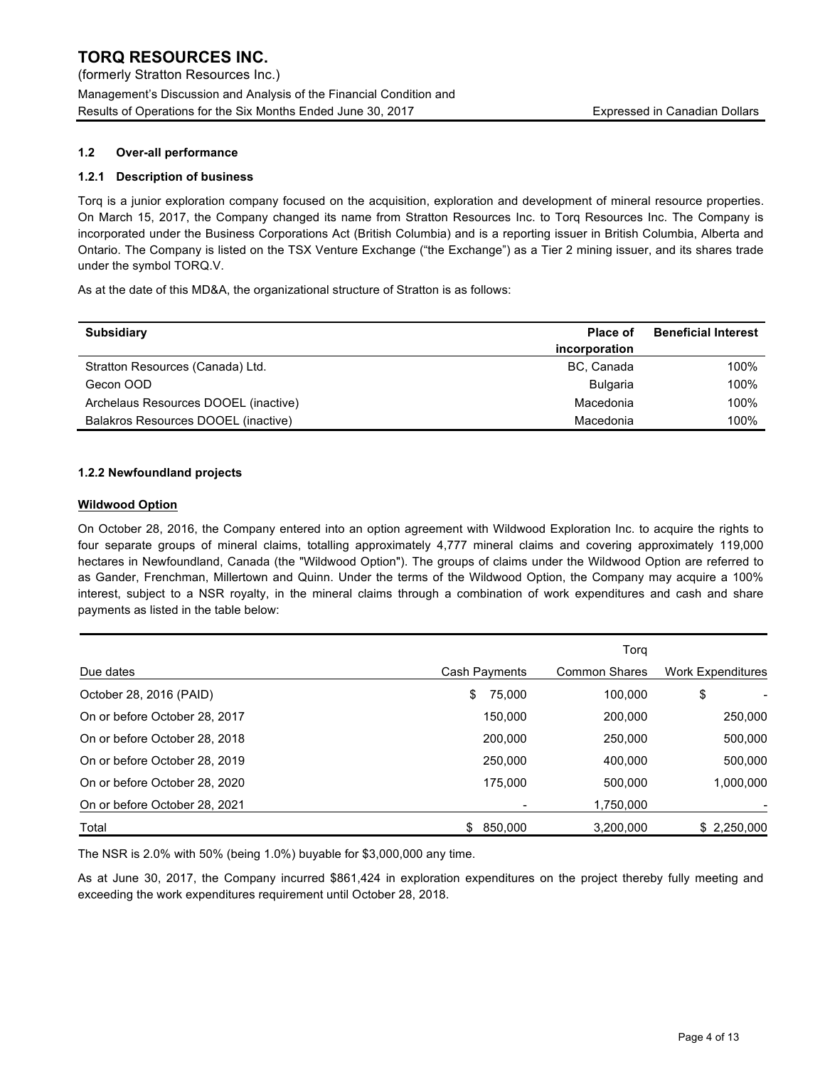### 1.2 Over-all performance

#### 1.2.1 Description of business

Torq is a junior exploration company focused on the acquisition, exploration and development of mineral resource properties. On March 15, 2017, the Company changed its name from Stratton Resources Inc. to Torq Resources Inc. The Company is incorporated under the Business Corporations Act (British Columbia) and is a reporting issuer in British Columbia, Alberta and Ontario. The Company is listed on the TSX Venture Exchange ("the Exchange") as a Tier 2 mining issuer, and its shares trade under the symbol TORQ.V.

As at the date of this MD&A, the organizational structure of Stratton is as follows:

| Subsidiary | Place of incorporation | Beneficial Interest |
|---|---|---|
| Stratton Resources (Canada) Ltd. | BC, Canada | 100% |
| Gecon OOD | Bulgaria | 100% |
| Archelaus Resources DOOEL (inactive) | Macedonia | 100% |
| Balakros Resources DOOEL (inactive) | Macedonia | 100% |

#### 1.2.2 Newfoundland projects

**Wildwood Option**

On October 28, 2016, the Company entered into an option agreement with Wildwood Exploration Inc. to acquire the rights to four separate groups of mineral claims, totalling approximately 4,777 mineral claims and covering approximately 119,000 hectares in Newfoundland, Canada (the "Wildwood Option"). The groups of claims under the Wildwood Option are referred to as Gander, Frenchman, Millertown and Quinn. Under the terms of the Wildwood Option, the Company may acquire a 100% interest, subject to a NSR royalty, in the mineral claims through a combination of work expenditures and cash and share payments as listed in the table below:

| Due dates | Cash Payments | Torq Common Shares | Work Expenditures |
|---|---|---|---|
| October 28, 2016 (PAID) | $ 75,000 | 100,000 | $ - |
| On or before October 28, 2017 | 150,000 | 200,000 | 250,000 |
| On or before October 28, 2018 | 200,000 | 250,000 | 500,000 |
| On or before October 28, 2019 | 250,000 | 400,000 | 500,000 |
| On or before October 28, 2020 | 175,000 | 500,000 | 1,000,000 |
| On or before October 28, 2021 | - | 1,750,000 | - |
| Total | $ 850,000 | 3,200,000 | $ 2,250,000 |

The NSR is 2.0% with 50% (being 1.0%) buyable for $3,000,000 any time.

As at June 30, 2017, the Company incurred $861,424 in exploration expenditures on the project thereby fully meeting and exceeding the work expenditures requirement until October 28, 2018.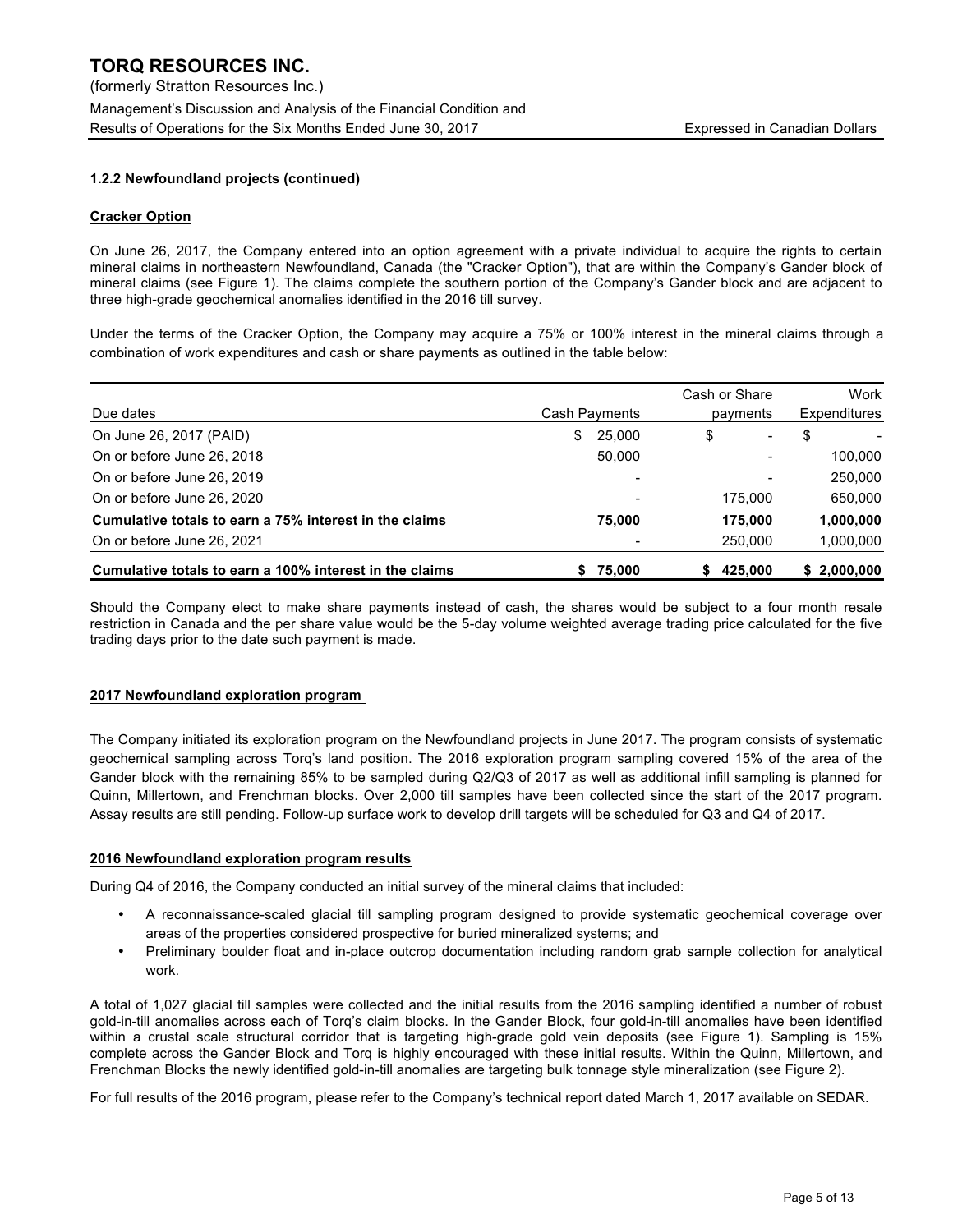### 1.2.2 Newfoundland projects (continued)

**Cracker Option**

On June 26, 2017, the Company entered into an option agreement with a private individual to acquire the rights to certain mineral claims in northeastern Newfoundland, Canada (the "Cracker Option"), that are within the Company's Gander block of mineral claims (see Figure 1). The claims complete the southern portion of the Company's Gander block and are adjacent to three high-grade geochemical anomalies identified in the 2016 till survey.

Under the terms of the Cracker Option, the Company may acquire a 75% or 100% interest in the mineral claims through a combination of work expenditures and cash or share payments as outlined in the table below:

| Due dates | Cash Payments | Cash or Share payments | Work Expenditures |
|---|---|---|---|
| On June 26, 2017 (PAID) | $ 25,000 | $ - | $ - |
| On or before June 26, 2018 | 50,000 | - | 100,000 |
| On or before June 26, 2019 | - | - | 250,000 |
| On or before June 26, 2020 | - | 175,000 | 650,000 |
| **Cumulative totals to earn a 75% interest in the claims** | **75,000** | **175,000** | **1,000,000** |
| On or before June 26, 2021 | - | 250,000 | 1,000,000 |
| **Cumulative totals to earn a 100% interest in the claims** | **$ 75,000** | **$ 425,000** | **$ 2,000,000** |

Should the Company elect to make share payments instead of cash, the shares would be subject to a four month resale restriction in Canada and the per share value would be the 5-day volume weighted average trading price calculated for the five trading days prior to the date such payment is made.

**2017 Newfoundland exploration program**

The Company initiated its exploration program on the Newfoundland projects in June 2017. The program consists of systematic geochemical sampling across Torq's land position. The 2016 exploration program sampling covered 15% of the area of the Gander block with the remaining 85% to be sampled during Q2/Q3 of 2017 as well as additional infill sampling is planned for Quinn, Millertown, and Frenchman blocks. Over 2,000 till samples have been collected since the start of the 2017 program. Assay results are still pending. Follow-up surface work to develop drill targets will be scheduled for Q3 and Q4 of 2017.

**2016 Newfoundland exploration program results**

During Q4 of 2016, the Company conducted an initial survey of the mineral claims that included:

- A reconnaissance-scaled glacial till sampling program designed to provide systematic geochemical coverage over areas of the properties considered prospective for buried mineralized systems; and
- Preliminary boulder float and in-place outcrop documentation including random grab sample collection for analytical work.

A total of 1,027 glacial till samples were collected and the initial results from the 2016 sampling identified a number of robust gold-in-till anomalies across each of Torq's claim blocks. In the Gander Block, four gold-in-till anomalies have been identified within a crustal scale structural corridor that is targeting high-grade gold vein deposits (see Figure 1). Sampling is 15% complete across the Gander Block and Torq is highly encouraged with these initial results. Within the Quinn, Millertown, and Frenchman Blocks the newly identified gold-in-till anomalies are targeting bulk tonnage style mineralization (see Figure 2).

For full results of the 2016 program, please refer to the Company's technical report dated March 1, 2017 available on SEDAR.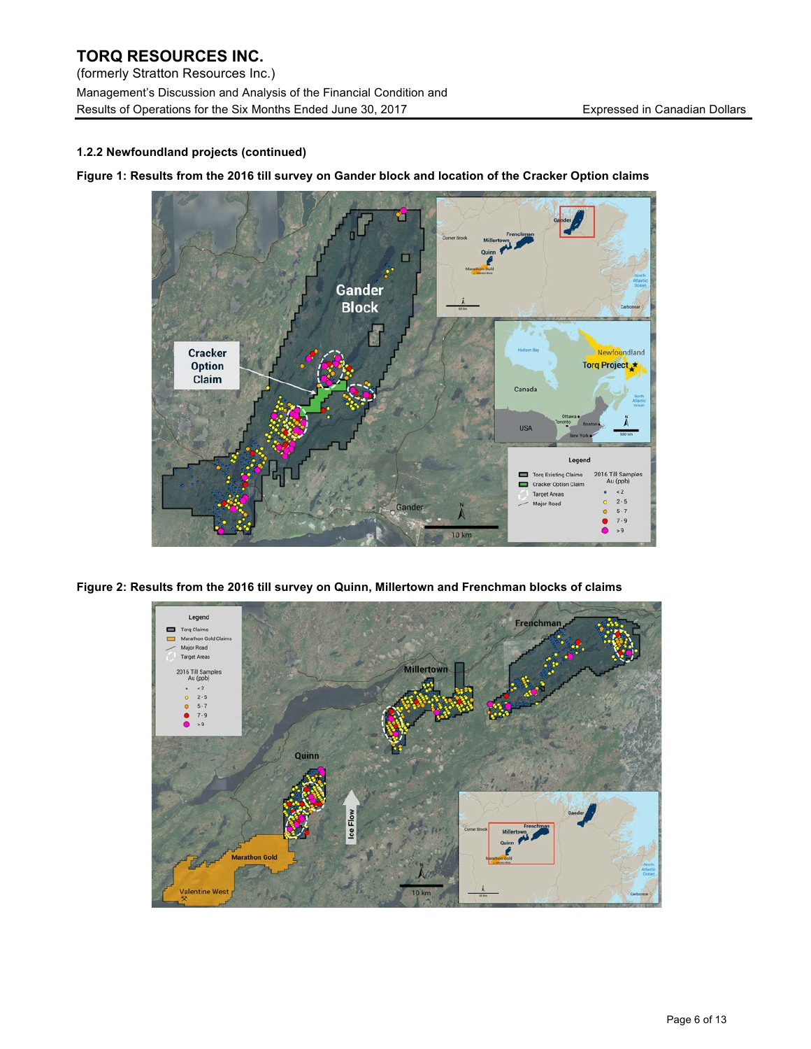### 1.2.2 Newfoundland projects (continued)

**Figure 1: Results from the 2016 till survey on Gander block and location of the Cracker Option claims**

**Figure 2: Results from the 2016 till survey on Quinn, Millertown and Frenchman blocks of claims**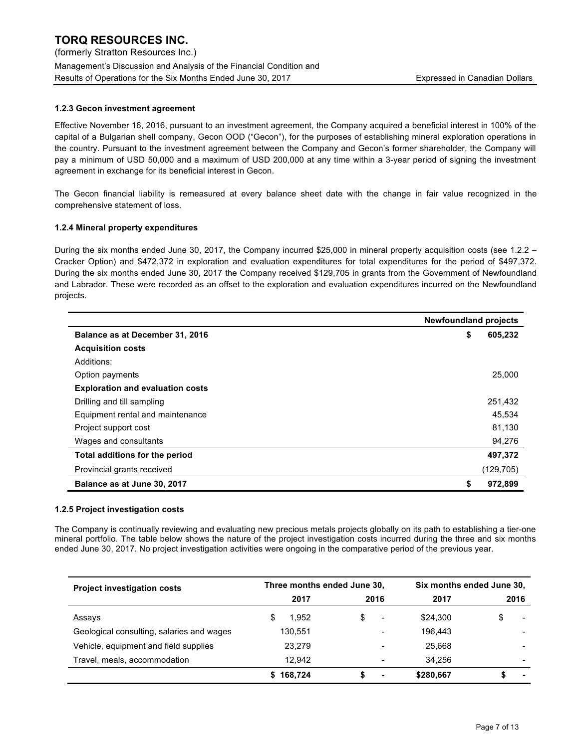#### 1.2.3 Gecon investment agreement

Effective November 16, 2016, pursuant to an investment agreement, the Company acquired a beneficial interest in 100% of the capital of a Bulgarian shell company, Gecon OOD ("Gecon"), for the purposes of establishing mineral exploration operations in the country. Pursuant to the investment agreement between the Company and Gecon's former shareholder, the Company will pay a minimum of USD 50,000 and a maximum of USD 200,000 at any time within a 3-year period of signing the investment agreement in exchange for its beneficial interest in Gecon.

The Gecon financial liability is remeasured at every balance sheet date with the change in fair value recognized in the comprehensive statement of loss.

#### 1.2.4 Mineral property expenditures

During the six months ended June 30, 2017, the Company incurred $25,000 in mineral property acquisition costs (see 1.2.2 – Cracker Option) and $472,372 in exploration and evaluation expenditures for total expenditures for the period of $497,372. During the six months ended June 30, 2017 the Company received $129,705 in grants from the Government of Newfoundland and Labrador. These were recorded as an offset to the exploration and evaluation expenditures incurred on the Newfoundland projects.

| | Newfoundland projects |
|---|---|
| **Balance as at December 31, 2016** | **$ 605,232** |
| **Acquisition costs** | |
| Additions: | |
| Option payments | 25,000 |
| **Exploration and evaluation costs** | |
| Drilling and till sampling | 251,432 |
| Equipment rental and maintenance | 45,534 |
| Project support cost | 81,130 |
| Wages and consultants | 94,276 |
| **Total additions for the period** | **497,372** |
| Provincial grants received | (129,705) |
| **Balance as at June 30, 2017** | **$ 972,899** |

#### 1.2.5 Project investigation costs

The Company is continually reviewing and evaluating new precious metals projects globally on its path to establishing a tier-one mineral portfolio. The table below shows the nature of the project investigation costs incurred during the three and six months ended June 30, 2017. No project investigation activities were ongoing in the comparative period of the previous year.

| Project investigation costs | Three months ended June 30, | | Six months ended June 30, | |
|---|---|---|---|---|
| | 2017 | 2016 | 2017 | 2016 |
| Assays | $ 1,952 | $ - | $24,300 | $ - |
| Geological consulting, salaries and wages | 130,551 | - | 196,443 | - |
| Vehicle, equipment and field supplies | 23,279 | - | 25,668 | - |
| Travel, meals, accommodation | 12,942 | - | 34,256 | - |
| | **$ 168,724** | **$ -** | **$280,667** | **$ -** |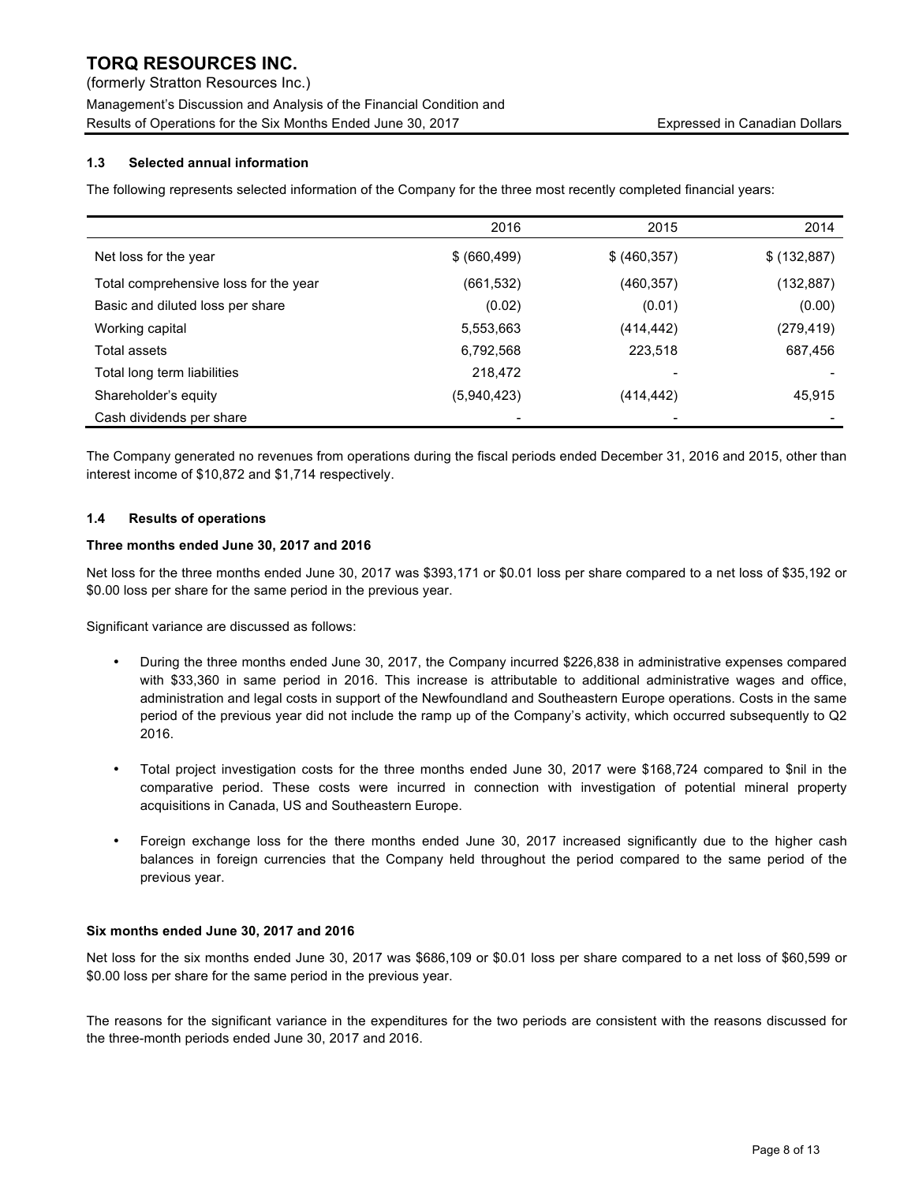### 1.3 Selected annual information

The following represents selected information of the Company for the three most recently completed financial years:

| | 2016 | 2015 | 2014 |
|---|---|---|---|
| Net loss for the year | $ (660,499) | $ (460,357) | $ (132,887) |
| Total comprehensive loss for the year | (661,532) | (460,357) | (132,887) |
| Basic and diluted loss per share | (0.02) | (0.01) | (0.00) |
| Working capital | 5,553,663 | (414,442) | (279,419) |
| Total assets | 6,792,568 | 223,518 | 687,456 |
| Total long term liabilities | 218,472 | - | - |
| Shareholder's equity | (5,940,423) | (414,442) | 45,915 |
| Cash dividends per share | - | - | - |

The Company generated no revenues from operations during the fiscal periods ended December 31, 2016 and 2015, other than interest income of $10,872 and $1,714 respectively.

### 1.4 Results of operations

**Three months ended June 30, 2017 and 2016**

Net loss for the three months ended June 30, 2017 was $393,171 or $0.01 loss per share compared to a net loss of $35,192 or $0.00 loss per share for the same period in the previous year.

Significant variance are discussed as follows:

- During the three months ended June 30, 2017, the Company incurred $226,838 in administrative expenses compared with $33,360 in same period in 2016. This increase is attributable to additional administrative wages and office, administration and legal costs in support of the Newfoundland and Southeastern Europe operations. Costs in the same period of the previous year did not include the ramp up of the Company's activity, which occurred subsequently to Q2 2016.

- Total project investigation costs for the three months ended June 30, 2017 were $168,724 compared to $nil in the comparative period. These costs were incurred in connection with investigation of potential mineral property acquisitions in Canada, US and Southeastern Europe.

- Foreign exchange loss for the there months ended June 30, 2017 increased significantly due to the higher cash balances in foreign currencies that the Company held throughout the period compared to the same period of the previous year.

**Six months ended June 30, 2017 and 2016**

Net loss for the six months ended June 30, 2017 was $686,109 or $0.01 loss per share compared to a net loss of $60,599 or $0.00 loss per share for the same period in the previous year.

The reasons for the significant variance in the expenditures for the two periods are consistent with the reasons discussed for the three-month periods ended June 30, 2017 and 2016.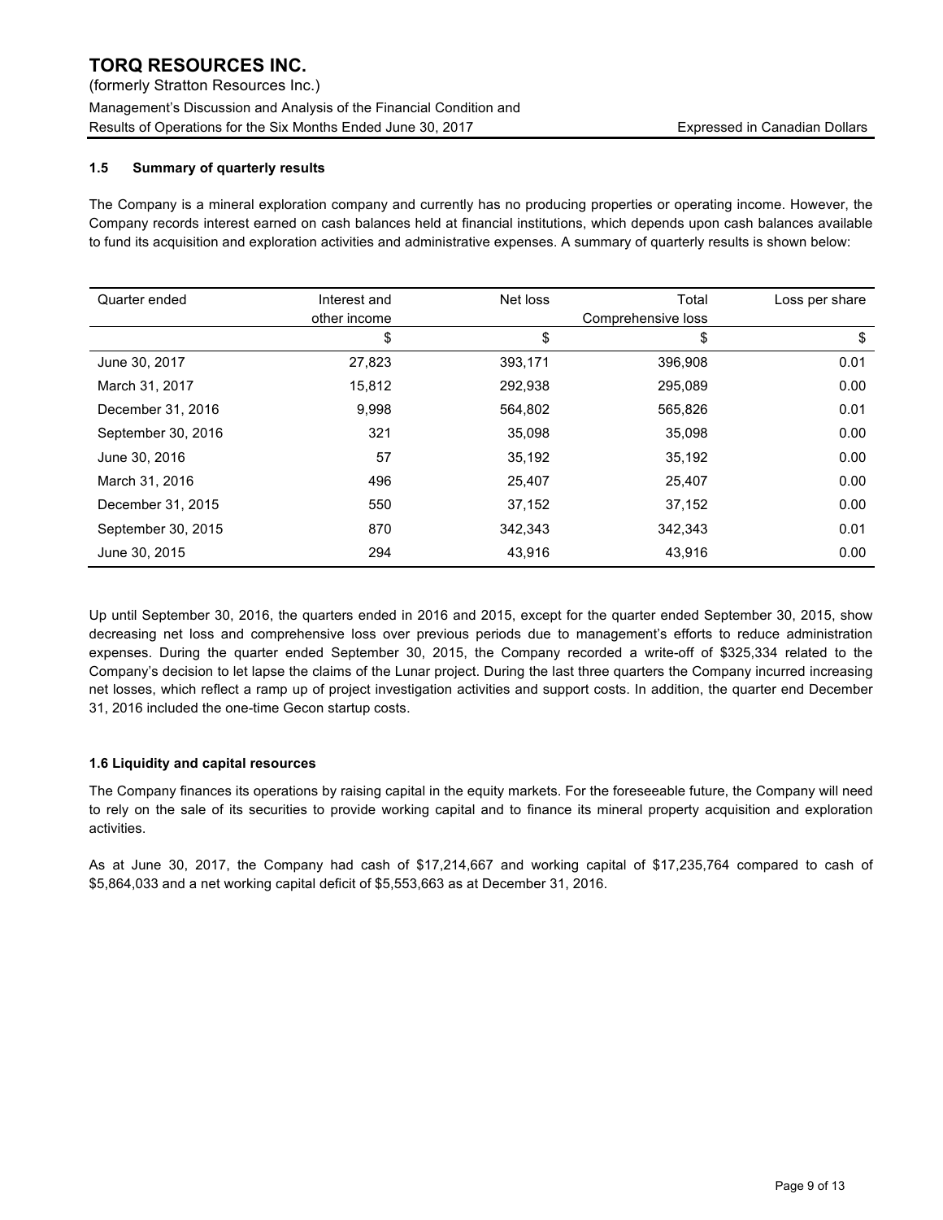### 1.5 Summary of quarterly results

The Company is a mineral exploration company and currently has no producing properties or operating income. However, the Company records interest earned on cash balances held at financial institutions, which depends upon cash balances available to fund its acquisition and exploration activities and administrative expenses. A summary of quarterly results is shown below:

| Quarter ended | Interest and other income | Net loss | Total Comprehensive loss | Loss per share |
|---|---|---|---|---|
| | $ | $ | $ | $ |
| June 30, 2017 | 27,823 | 393,171 | 396,908 | 0.01 |
| March 31, 2017 | 15,812 | 292,938 | 295,089 | 0.00 |
| December 31, 2016 | 9,998 | 564,802 | 565,826 | 0.01 |
| September 30, 2016 | 321 | 35,098 | 35,098 | 0.00 |
| June 30, 2016 | 57 | 35,192 | 35,192 | 0.00 |
| March 31, 2016 | 496 | 25,407 | 25,407 | 0.00 |
| December 31, 2015 | 550 | 37,152 | 37,152 | 0.00 |
| September 30, 2015 | 870 | 342,343 | 342,343 | 0.01 |
| June 30, 2015 | 294 | 43,916 | 43,916 | 0.00 |

Up until September 30, 2016, the quarters ended in 2016 and 2015, except for the quarter ended September 30, 2015, show decreasing net loss and comprehensive loss over previous periods due to management's efforts to reduce administration expenses. During the quarter ended September 30, 2015, the Company recorded a write-off of $325,334 related to the Company's decision to let lapse the claims of the Lunar project. During the last three quarters the Company incurred increasing net losses, which reflect a ramp up of project investigation activities and support costs. In addition, the quarter end December 31, 2016 included the one-time Gecon startup costs.

### 1.6 Liquidity and capital resources

The Company finances its operations by raising capital in the equity markets. For the foreseeable future, the Company will need to rely on the sale of its securities to provide working capital and to finance its mineral property acquisition and exploration activities.

As at June 30, 2017, the Company had cash of $17,214,667 and working capital of $17,235,764 compared to cash of $5,864,033 and a net working capital deficit of $5,553,663 as at December 31, 2016.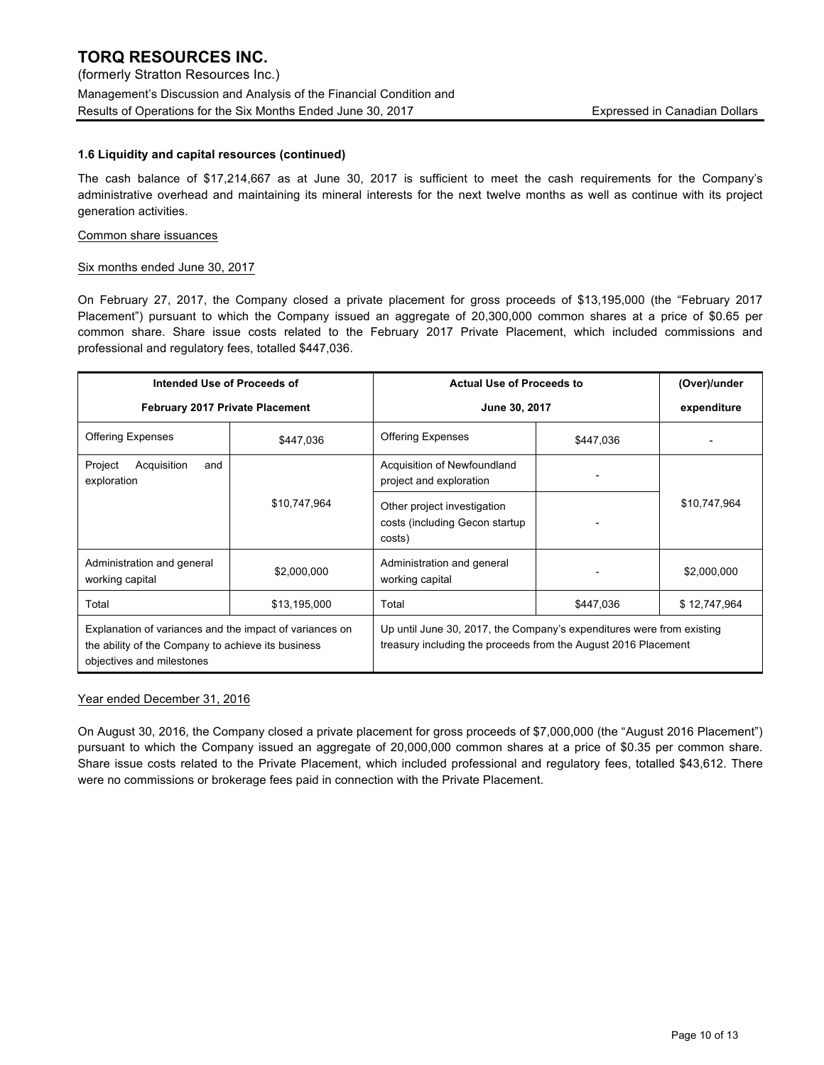### 1.6 Liquidity and capital resources (continued)

The cash balance of $17,214,667 as at June 30, 2017 is sufficient to meet the cash requirements for the Company's administrative overhead and maintaining its mineral interests for the next twelve months as well as continue with its project generation activities.

Common share issuances

Six months ended June 30, 2017

On February 27, 2017, the Company closed a private placement for gross proceeds of $13,195,000 (the "February 2017 Placement") pursuant to which the Company issued an aggregate of 20,300,000 common shares at a price of $0.65 per common share. Share issue costs related to the February 2017 Private Placement, which included commissions and professional and regulatory fees, totalled $447,036.

| Intended Use of Proceeds of February 2017 Private Placement | | Actual Use of Proceeds to June 30, 2017 | | (Over)/under expenditure |
|---|---|---|---|---|
| Offering Expenses | $447,036 | Offering Expenses | $447,036 | - |
| Project Acquisition and exploration | $10,747,964 | Acquisition of Newfoundland project and exploration | - | $10,747,964 |
| | | Other project investigation costs (including Gecon startup costs) | - | |
| Administration and general working capital | $2,000,000 | Administration and general working capital | - | $2,000,000 |
| Total | $13,195,000 | Total | $447,036 | $ 12,747,964 |
| Explanation of variances and the impact of variances on the ability of the Company to achieve its business objectives and milestones | | Up until June 30, 2017, the Company's expenditures were from existing treasury including the proceeds from the August 2016 Placement | | |

Year ended December 31, 2016

On August 30, 2016, the Company closed a private placement for gross proceeds of $7,000,000 (the "August 2016 Placement") pursuant to which the Company issued an aggregate of 20,000,000 common shares at a price of $0.35 per common share. Share issue costs related to the Private Placement, which included professional and regulatory fees, totalled $43,612. There were no commissions or brokerage fees paid in connection with the Private Placement.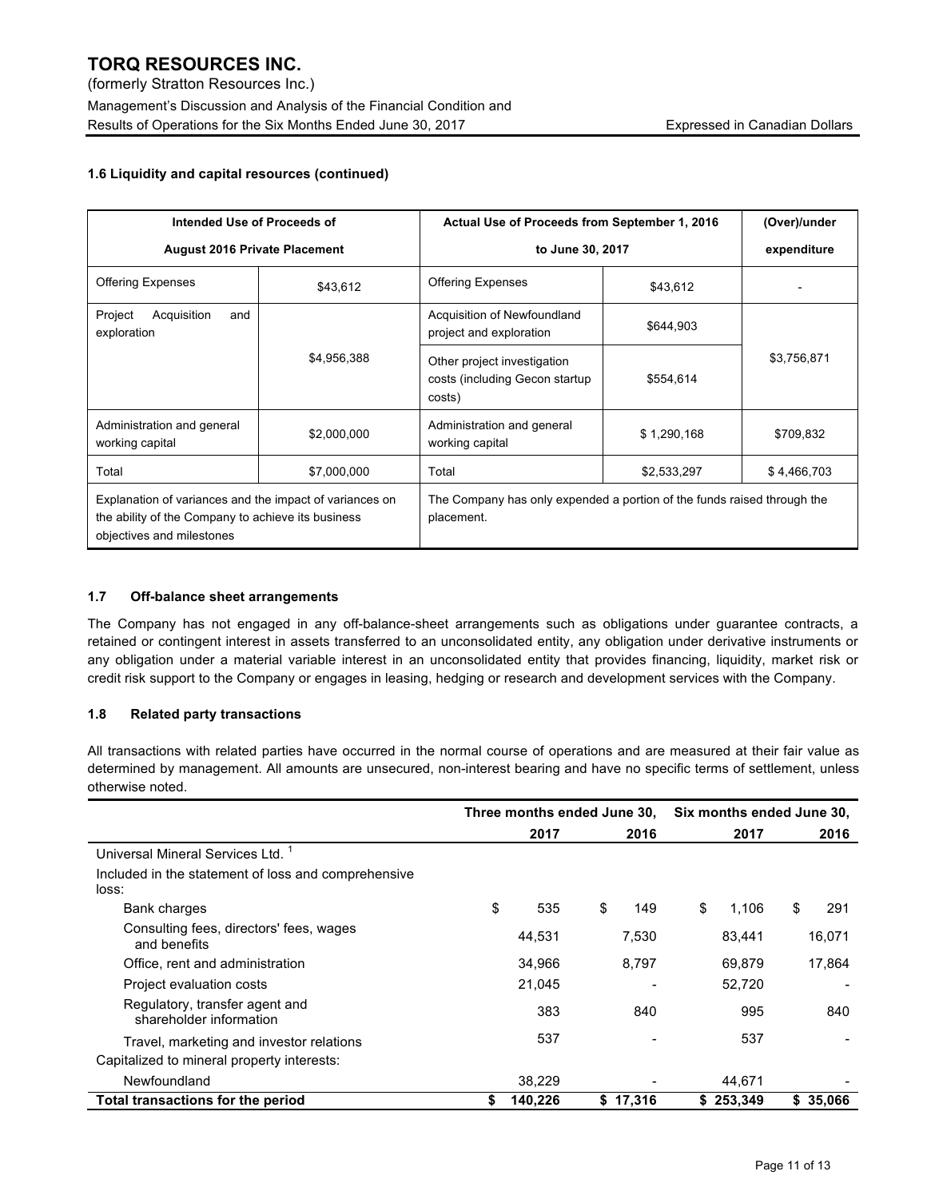### 1.6 Liquidity and capital resources (continued)

| Intended Use of Proceeds of August 2016 Private Placement | | Actual Use of Proceeds from September 1, 2016 to June 30, 2017 | | (Over)/under expenditure |
|---|---|---|---|---|
| Offering Expenses | $43,612 | Offering Expenses | $43,612 | - |
| Project Acquisition and exploration | $4,956,388 | Acquisition of Newfoundland project and exploration | $644,903 | $3,756,871 |
| | | Other project investigation costs (including Gecon startup costs) | $554,614 | |
| Administration and general working capital | $2,000,000 | Administration and general working capital | $ 1,290,168 | $709,832 |
| Total | $7,000,000 | Total | $2,533,297 | $ 4,466,703 |
| Explanation of variances and the impact of variances on the ability of the Company to achieve its business objectives and milestones | | The Company has only expended a portion of the funds raised through the placement. | | |

### 1.7 Off-balance sheet arrangements

The Company has not engaged in any off-balance-sheet arrangements such as obligations under guarantee contracts, a retained or contingent interest in assets transferred to an unconsolidated entity, any obligation under derivative instruments or any obligation under a material variable interest in an unconsolidated entity that provides financing, liquidity, market risk or credit risk support to the Company or engages in leasing, hedging or research and development services with the Company.

### 1.8 Related party transactions

All transactions with related parties have occurred in the normal course of operations and are measured at their fair value as determined by management. All amounts are unsecured, non-interest bearing and have no specific terms of settlement, unless otherwise noted.

| | Three months ended June 30, 2017 | Three months ended June 30, 2016 | Six months ended June 30, 2017 | Six months ended June 30, 2016 |
|---|---|---|---|---|
| Universal Mineral Services Ltd. [1] | | | | |
| Included in the statement of loss and comprehensive loss: | | | | |
| Bank charges | $ 535 | $ 149 | $ 1,106 | $ 291 |
| Consulting fees, directors' fees, wages and benefits | 44,531 | 7,530 | 83,441 | 16,071 |
| Office, rent and administration | 34,966 | 8,797 | 69,879 | 17,864 |
| Project evaluation costs | 21,045 | - | 52,720 | - |
| Regulatory, transfer agent and shareholder information | 383 | 840 | 995 | 840 |
| Travel, marketing and investor relations | 537 | - | 537 | - |
| Capitalized to mineral property interests: | | | | |
| Newfoundland | 38,229 | - | 44,671 | - |
| **Total transactions for the period** | **$ 140,226** | **$ 17,316** | **$ 253,349** | **$ 35,066** |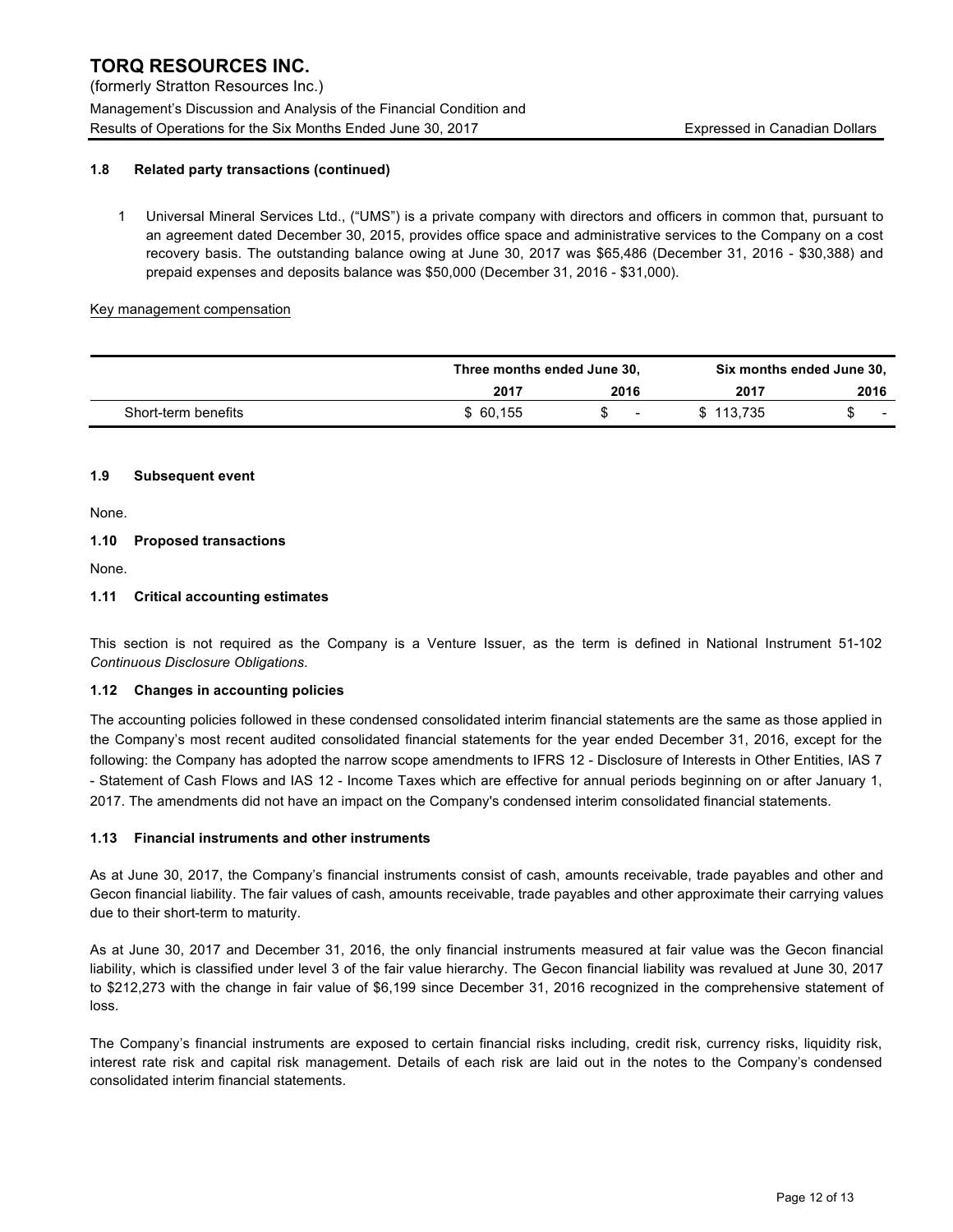### 1.8 Related party transactions (continued)

1 Universal Mineral Services Ltd., ("UMS") is a private company with directors and officers in common that, pursuant to an agreement dated December 30, 2015, provides office space and administrative services to the Company on a cost recovery basis. The outstanding balance owing at June 30, 2017 was $65,486 (December 31, 2016 - $30,388) and prepaid expenses and deposits balance was $50,000 (December 31, 2016 - $31,000).

Key management compensation

| | Three months ended June 30, | | Six months ended June 30, | |
|---|---|---|---|---|
| | 2017 | 2016 | 2017 | 2016 |
| Short-term benefits | $ 60,155 | $ - | $ 113,735 | $ - |

### 1.9 Subsequent event

None.

### 1.10 Proposed transactions

None.

### 1.11 Critical accounting estimates

This section is not required as the Company is a Venture Issuer, as the term is defined in National Instrument 51-102 *Continuous Disclosure Obligations*.

### 1.12 Changes in accounting policies

The accounting policies followed in these condensed consolidated interim financial statements are the same as those applied in the Company's most recent audited consolidated financial statements for the year ended December 31, 2016, except for the following: the Company has adopted the narrow scope amendments to IFRS 12 - Disclosure of Interests in Other Entities, IAS 7 - Statement of Cash Flows and IAS 12 - Income Taxes which are effective for annual periods beginning on or after January 1, 2017. The amendments did not have an impact on the Company's condensed interim consolidated financial statements.

### 1.13 Financial instruments and other instruments

As at June 30, 2017, the Company's financial instruments consist of cash, amounts receivable, trade payables and other and Gecon financial liability. The fair values of cash, amounts receivable, trade payables and other approximate their carrying values due to their short-term to maturity.

As at June 30, 2017 and December 31, 2016, the only financial instruments measured at fair value was the Gecon financial liability, which is classified under level 3 of the fair value hierarchy. The Gecon financial liability was revalued at June 30, 2017 to $212,273 with the change in fair value of $6,199 since December 31, 2016 recognized in the comprehensive statement of loss.

The Company's financial instruments are exposed to certain financial risks including, credit risk, currency risks, liquidity risk, interest rate risk and capital risk management. Details of each risk are laid out in the notes to the Company's condensed consolidated interim financial statements.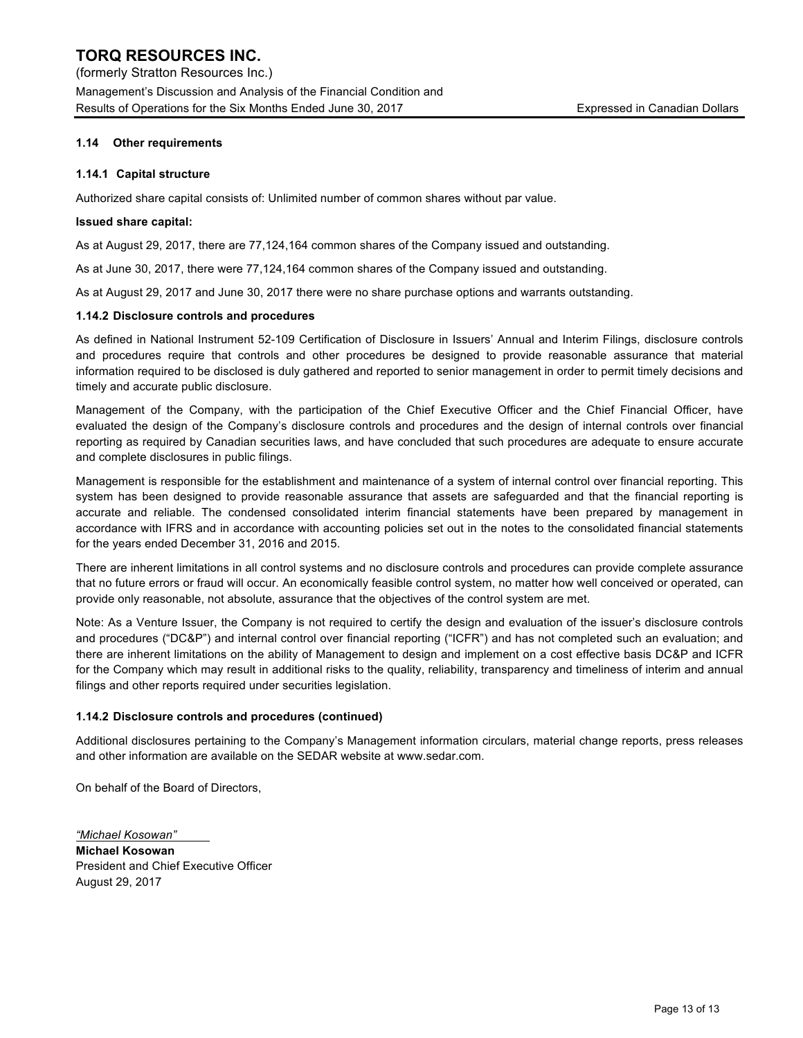### 1.14 Other requirements

#### 1.14.1 Capital structure

Authorized share capital consists of: Unlimited number of common shares without par value.

**Issued share capital:**

As at August 29, 2017, there are 77,124,164 common shares of the Company issued and outstanding.

As at June 30, 2017, there were 77,124,164 common shares of the Company issued and outstanding.

As at August 29, 2017 and June 30, 2017 there were no share purchase options and warrants outstanding.

#### 1.14.2 Disclosure controls and procedures

As defined in National Instrument 52-109 Certification of Disclosure in Issuers' Annual and Interim Filings, disclosure controls and procedures require that controls and other procedures be designed to provide reasonable assurance that material information required to be disclosed is duly gathered and reported to senior management in order to permit timely decisions and timely and accurate public disclosure.

Management of the Company, with the participation of the Chief Executive Officer and the Chief Financial Officer, have evaluated the design of the Company's disclosure controls and procedures and the design of internal controls over financial reporting as required by Canadian securities laws, and have concluded that such procedures are adequate to ensure accurate and complete disclosures in public filings.

Management is responsible for the establishment and maintenance of a system of internal control over financial reporting. This system has been designed to provide reasonable assurance that assets are safeguarded and that the financial reporting is accurate and reliable. The condensed consolidated interim financial statements have been prepared by management in accordance with IFRS and in accordance with accounting policies set out in the notes to the consolidated financial statements for the years ended December 31, 2016 and 2015.

There are inherent limitations in all control systems and no disclosure controls and procedures can provide complete assurance that no future errors or fraud will occur. An economically feasible control system, no matter how well conceived or operated, can provide only reasonable, not absolute, assurance that the objectives of the control system are met.

Note: As a Venture Issuer, the Company is not required to certify the design and evaluation of the issuer's disclosure controls and procedures ("DC&P") and internal control over financial reporting ("ICFR") and has not completed such an evaluation; and there are inherent limitations on the ability of Management to design and implement on a cost effective basis DC&P and ICFR for the Company which may result in additional risks to the quality, reliability, transparency and timeliness of interim and annual filings and other reports required under securities legislation.

#### 1.14.2 Disclosure controls and procedures (continued)

Additional disclosures pertaining to the Company's Management information circulars, material change reports, press releases and other information are available on the SEDAR website at www.sedar.com.

On behalf of the Board of Directors,

*"Michael Kosowan"*
**Michael Kosowan**
President and Chief Executive Officer
August 29, 2017